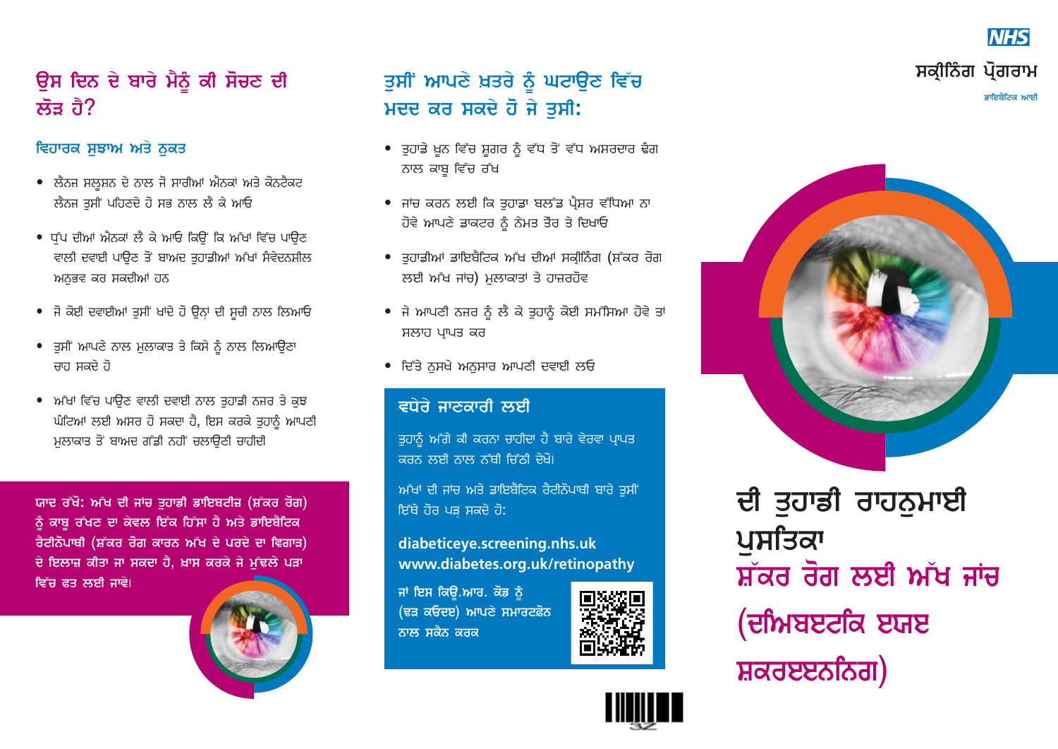## ਉਸ ਦਿਨ ਦੇ ਬਾਰੇ ਮੈਨੂੰ ਕੀ ਸੋਚਣ ਦੀ ਲੋੜ ਹੈ?

### ਵਿਹਾਰਕ ਸੁਝਾਅ ਅਤੇ ਨੁਕਤ

- ਲੈਂਜ਼ ਸਲੂਸ਼ਨ ਦੇ ਨਾਲ ਜੋ ਸਾਰੀਆਂ ਐਨਕਾਂ ਅਤੇ ਕੋਨਟੈਕਟ ਲੈਂਜ਼ ਤੁਸੀਂ ਪਹਿਣਦੇ ਹੋ ਸਭ ਨਾਲ ਲੈ ਕੇ ਆਓ
- ਧੁੱਪ ਦੀਆਂ ਐਨਕਾਂ ਲੈ ਕੇ ਆਓ ਕਿਉਂ ਕਿ ਅੱਖਾਂ ਵਿੱਚ ਪਾਉਣ ਵਾਲੀ ਦਵਾਈ ਪਾਉਣ ਤੋਂ ਬਾਅਦ ਤੁਹਾਡੀਆਂ ਅੱਖਾਂ ਸੰਵੇਦਨਸ਼ੀਲ ਅਨੁਭਵ ਕਰ ਸਕਦੀਆਂ ਹਨ
- ਜੋ ਕੋਈ ਦਵਾਈਆਂ ਤੁਸੀਂ ਖਾਂਦੇ ਹੋ ਉਨ੍ਹਾਂ ਦੀ ਸੂਚੀ ਨਾਲ ਲਿਆਓ
- ਤੁਸੀਂ ਆਪਣੇ ਨਾਲ ਮੁਲਾਕਾਤ ਤੇ ਕਿਸੇ ਨੂੰ ਨਾਲ ਲਿਆਉਣਾ ਚਾਹ ਸਕਦੇ ਹੋ
- ਅੱਖਾਂ ਵਿੱਚ ਪਾਉਣ ਵਾਲੀ ਦਵਾਈ ਨਾਲ ਤੁਹਾਡੀ ਨਜ਼ਰ ਤੇ ਕੁਝ ਘੰਟਿਆਂ ਲਈ ਅਸਰ ਹੋ ਸਕਦਾ ਹੈ, ਇਸ ਕਰਕੇ ਤੁਹਾਨੂੰ ਆਪਣੀ ਮੁਲਾਕਾਤ ਤੋਂ ਬਾਅਦ ਗੱਡੀ ਨਹੀਂ ਚਲਾਉਣੀ ਚਾਹੀਦੀ

**ਯਾਦ ਰੱਖੋ: ਅੱਖ ਦੀ ਜਾਂਚ ਤੁਹਾਡੀ ਡਾਇਬਟੀਜ਼ (ਸ਼ੱਕਰ ਰੋਗ) ਨੂੰ ਕਾਬੂ ਰੱਖਣ ਦਾ ਕੇਵਲ ਇੱਕ ਹਿੱਸਾ ਹੈ ਅਤੇ ਡਾਇਬੈਟਿਕ ਰੈਟੀਨੋਪਾਥੀ (ਸ਼ੱਕਰ ਰੋਗ ਕਾਰਨ ਅੱਖ ਦੇ ਪਰਦੇ ਦਾ ਵਿਗਾੜ) ਦੇ ਇਲਾਜ ਕੀਤਾ ਜਾ ਸਕਦਾ ਹੈ, ਖ਼ਾਸ ਕਰਕੇ ਜੇ ਮੁੱਢਲੇ ਪੜਾ ਵਿੱਚ ਫੜ ਲਈ ਜਾਵੇ।**

## ਤੁਸੀਂ ਆਪਣੇ ਖ਼ਤਰੇ ਨੂੰ ਘਟਾਉਣ ਵਿੱਚ ਮਦਦ ਕਰ ਸਕਦੇ ਹੋ ਜੇ ਤੁਸੀ:

- ਤੁਹਾਡੇ ਖ਼ੂਨ ਵਿੱਚ ਸ਼ੂਗਰ ਨੂੰ ਵੱਧ ਤੋਂ ਵੱਧ ਅਸਰਦਾਰ ਢੰਗ ਨਾਲ ਕਾਬੂ ਵਿੱਚ ਰੱਖ
- ਜਾਂਚ ਕਰਨ ਲਈ ਕਿ ਤੁਹਾਡਾ ਬਲੱਡ ਪ੍ਰੈਸ਼ਰ ਵੱਧਿਆ ਨਾ ਹੋਵੇ ਆਪਣੇ ਡਾਕਟਰ ਨੂੰ ਨੇਮਤ ਤੌਰ ਤੇ ਦਿਖਾਓ
- ਤੁਹਾਡੀਆਂ ਡਾਇਬੈਟਿਕ ਅੱਖ ਦੀਆਂ ਸਕ੍ਰੀਨਿੰਗ (ਸ਼ੱਕਰ ਰੋਗ ਲਈ ਅੱਖ ਜਾਂਚ) ਮੁਲਾਕਾਤਾਂ ਤੇ ਹਾਜ਼ਰਹੋਵ
- ਜੇ ਆਪਣੀ ਨਜ਼ਰ ਨੂੰ ਲੈ ਕੇ ਤੁਹਾਨੂੰ ਕੋਈ ਸਮੱਸਿਆ ਹੋਵੇ ਤਾਂ ਸਲਾਹ ਪ੍ਰਾਪਤ ਕਰ
- ਦਿੱਤੇ ਨੁਸਖੇ ਅਨੁਸਾਰ ਆਪਣੀ ਦਵਾਈ ਲਓ

### ਵਧੇਰੇ ਜਾਣਕਾਰੀ ਲਈ

ਤੁਹਾਨੂੰ ਅੱਗੇ ਕੀ ਕਰਨਾ ਚਾਹੀਦਾ ਹੈ ਬਾਰੇ ਵੇਰਵਾ ਪ੍ਰਾਪਤ ਕਰਨ ਲਈ ਨਾਲ ਨੱਥੀ ਚਿੱਠੀ ਦੇਖੋ।

ਅੱਖਾਂ ਦੀ ਜਾਂਚ ਅਤੇ ਡਾਇਬੈਟਿਕ ਰੈਟੀਨੋਪਾਥੀ ਬਾਰੇ ਤੁਸੀਂ ਇੱਥੇ ਹੋਰ ਪੜ੍ਹ ਸਕਦੇ ਹੋ:

**diabeticeye.screening.nhs.uk**
**www.diabetes.org.uk/retinopathy**

ਜਾਂ ਇਸ ਕਿਊ.ਆਰ. ਕੋਡ ਨੂੰ (ਢੜ ਕਓਦਏ) ਆਪਣੇ ਸਮਾਰਟਫ਼ੋਨ ਨਾਲ ਸਕੈਨ ਕਰਕ

NHS
ਸਕ੍ਰੀਨਿੰਗ ਪ੍ਰੋਗਰਾਮ
ਡਾਇਬੈਟਿਕ ਆਈ

# ਦੀ ਤੁਹਾਡੀ ਰਾਹਨੁਮਾਈ ਪੁਸਤਿਕਾ
# ਸ਼ੱਕਰ ਰੋਗ ਲਈ ਅੱਖ ਜਾਂਚ (ਦਿਅਬਏਟਿਕ ਏਯਏ ਸ਼ਕਰਏਏਨਿਨਗ)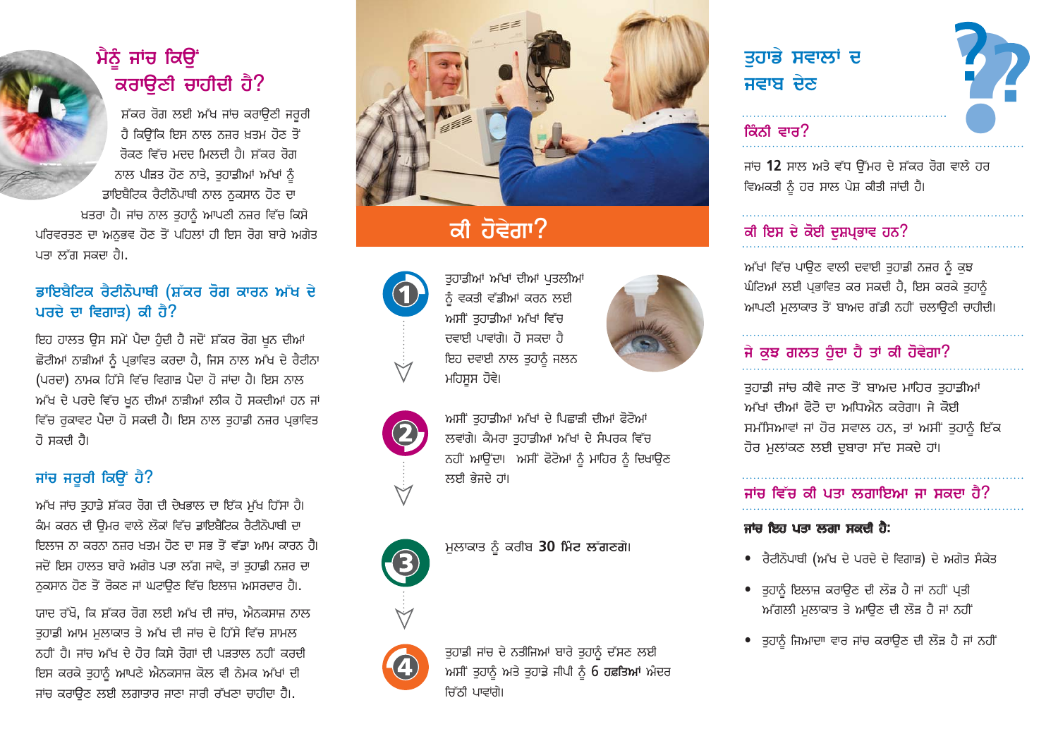## ਮੈਨੂੰ ਜਾਂਚ ਕਿਉਂ ਕਰਾਉਣੀ ਚਾਹੀਦੀ ਹੈ?

ਸ਼ੱਕਰ ਰੋਗ ਲਈ ਅੱਖ ਜਾਂਚ ਕਰਾਉਣੀ ਜ਼ਰੂਰੀ ਹੈ ਕਿਉਂਕਿ ਇਸ ਨਾਲ ਨਜ਼ਰ ਖ਼ਤਮ ਹੋਣ ਤੋਂ ਰੋਕਣ ਵਿੱਚ ਮਦਦ ਮਿਲਦੀ ਹੈ। ਸ਼ੱਕਰ ਰੋਗ ਨਾਲ ਪੀੜਤ ਹੋਣ ਨਾਤੇ, ਤੁਹਾਡੀਆਂ ਅੱਖਾਂ ਨੂੰ ਡਾਇਬੈਟਿਕ ਰੈਟੀਨੋਪਾਥੀ ਨਾਲ ਨੁਕਸਾਨ ਹੋਣ ਦਾ ਖ਼ਤਰਾ ਹੈ। ਜਾਂਚ ਨਾਲ ਤੁਹਾਨੂੰ ਆਪਣੀ ਨਜ਼ਰ ਵਿੱਚ ਕਿਸੇ ਪਰਿਵਰਤਣ ਦਾ ਅਨੁਭਵ ਹੋਣ ਤੋਂ ਪਹਿਲਾਂ ਹੀ ਇਸ ਰੋਗ ਬਾਰੇ ਅਗੇਤ ਪਤਾ ਲੱਗ ਸਕਦਾ ਹੈ।

### ਡਾਇਬੈਟਿਕ ਰੈਟੀਨੋਪਾਥੀ (ਸ਼ੱਕਰ ਰੋਗ ਕਾਰਨ ਅੱਖ ਦੇ ਪਰਦੇ ਦਾ ਵਿਗਾੜ) ਕੀ ਹੈ?

ਇਹ ਹਾਲਤ ਉਸ ਸਮੇਂ ਪੈਦਾ ਹੁੰਦੀ ਹੈ ਜਦੋਂ ਸ਼ੱਕਰ ਰੋਗ ਖ਼ੂਨ ਦੀਆਂ ਛੋਟੀਆਂ ਨਾੜੀਆਂ ਨੂੰ ਪ੍ਰਭਾਵਿਤ ਕਰਦਾ ਹੈ, ਜਿਸ ਨਾਲ ਅੱਖ ਦੇ ਰੈਟੀਨਾ (ਪਰਦਾ) ਨਾਮਕ ਹਿੱਸੇ ਵਿੱਚ ਵਿਗਾੜ ਪੈਦਾ ਹੋ ਜਾਂਦਾ ਹੈ। ਇਸ ਨਾਲ ਅੱਖ ਦੇ ਪਰਦੇ ਵਿੱਚ ਖ਼ੂਨ ਦੀਆਂ ਨਾੜੀਆਂ ਲੀਕ ਹੋ ਸਕਦੀਆਂ ਹਨ ਜਾਂ ਵਿੱਚ ਰੁਕਾਵਟ ਪੈਦਾ ਹੋ ਸਕਦੀ ਹੈ। ਇਸ ਨਾਲ ਤੁਹਾਡੀ ਨਜ਼ਰ ਪ੍ਰਭਾਵਿਤ ਹੋ ਸਕਦੀ ਹੈ।

### ਜਾਂਚ ਜ਼ਰੂਰੀ ਕਿਉਂ ਹੈ?

ਅੱਖ ਜਾਂਚ ਤੁਹਾਡੇ ਸ਼ੱਕਰ ਰੋਗ ਦੀ ਦੇਖਭਾਲ ਦਾ ਇੱਕ ਮੁੱਖ ਹਿੱਸਾ ਹੈ। ਕੰਮ ਕਰਨ ਦੀ ਉਮਰ ਵਾਲੇ ਲੋਕਾਂ ਵਿੱਚ ਡਾਇਬੈਟਿਕ ਰੈਟੀਨੋਪਾਥੀ ਦਾ ਇਲਾਜ ਨਾ ਕਰਨਾ ਨਜ਼ਰ ਖ਼ਤਮ ਹੋਣ ਦਾ ਸਭ ਤੋਂ ਵੱਡਾ ਆਮ ਕਾਰਨ ਹੈ। ਜਦੋਂ ਇਸ ਹਾਲਤ ਬਾਰੇ ਅਗੇਤ ਪਤਾ ਲੱਗ ਜਾਵੇ, ਤਾਂ ਤੁਹਾਡੀ ਨਜ਼ਰ ਦਾ ਨੁਕਸਾਨ ਹੋਣ ਤੋਂ ਰੋਕਣ ਜਾਂ ਘਟਾਉਣ ਵਿੱਚ ਇਲਾਜ ਅਸਰਦਾਰ ਹੈ।

ਯਾਦ ਰੱਖੋ, ਕਿ ਸ਼ੱਕਰ ਰੋਗ ਲਈ ਅੱਖ ਦੀ ਜਾਂਚ, ਐਨਕਸਾਜ਼ ਨਾਲ ਤੁਹਾਡੀ ਆਮ ਮੁਲਾਕਾਤ ਤੇ ਅੱਖ ਦੀ ਜਾਂਚ ਦੇ ਹਿੱਸੇ ਵਿੱਚ ਸ਼ਾਮਲ ਨਹੀਂ ਹੈ। ਜਾਂਚ ਅੱਖ ਦੇ ਹੋਰ ਕਿਸੇ ਰੋਗਾਂ ਦੀ ਪੜਤਾਲ ਨਹੀਂ ਕਰਦੀ ਇਸ ਕਰਕੇ ਤੁਹਾਨੂੰ ਆਪਣੇ ਐਨਕਸਾਜ਼ ਕੋਲ ਵੀ ਨੇਮਕ ਅੱਖਾਂ ਦੀ ਜਾਂਚ ਕਰਾਉਣ ਲਈ ਲਗਾਤਾਰ ਜਾਣਾ ਜਾਰੀ ਰੱਖਣਾ ਚਾਹੀਦਾ ਹੈ।

## ਕੀ ਹੋਵੇਗਾ?

1. ਤੁਹਾਡੀਆਂ ਅੱਖਾਂ ਦੀਆਂ ਪੁਤਲੀਆਂ ਨੂੰ ਵਕਤੀ ਵੱਡੀਆਂ ਕਰਨ ਲਈ ਅਸੀਂ ਤੁਹਾਡੀਆਂ ਅੱਖਾਂ ਵਿੱਚ ਦਵਾਈ ਪਾਵਾਂਗੇ। ਹੋ ਸਕਦਾ ਹੈ ਇਹ ਦਵਾਈ ਨਾਲ ਤੁਹਾਨੂੰ ਜਲਨ ਮਹਿਸੂਸ ਹੋਵੇ।
2. ਅਸੀਂ ਤੁਹਾਡੀਆਂ ਅੱਖਾਂ ਦੇ ਪਿਛਾੜੀ ਦੀਆਂ ਫੋਟੋਆਂ ਲਵਾਂਗੇ। ਕੈਮਰਾ ਤੁਹਾਡੀਆਂ ਅੱਖਾਂ ਦੇ ਸੰਪਰਕ ਵਿੱਚ ਨਹੀਂ ਆਉਂਦਾ। ਅਸੀਂ ਫੋਟੋਆਂ ਨੂੰ ਮਾਹਿਰ ਨੂੰ ਦਿਖਾਉਣ ਲਈ ਭੇਜਦੇ ਹਾਂ।
3. ਮੁਲਾਕਾਤ ਨੂੰ ਕਰੀਬ **30 ਮਿੰਟ** ਲੱਗਣਗੇ।
4. ਤੁਹਾਡੀ ਜਾਂਚ ਦੇ ਨਤੀਜਿਆਂ ਬਾਰੇ ਤੁਹਾਨੂੰ ਦੱਸਣ ਲਈ ਅਸੀਂ ਤੁਹਾਨੂੰ ਅਤੇ ਤੁਹਾਡੇ ਜੀਪੀ ਨੂੰ **6 ਹਫਤਿਆਂ** ਅੰਦਰ ਚਿੱਠੀ ਪਾਵਾਂਗੇ।

## ਤੁਹਾਡੇ ਸਵਾਲਾਂ ਦ ਜਵਾਬ ਦੇਣ

### ਕਿੰਨੀ ਵਾਰ?

ਜਾਂਚ **12** ਸਾਲ ਅਤੇ ਵੱਧ ਉਮਰ ਦੇ ਸ਼ੱਕਰ ਰੋਗ ਵਾਲੇ ਹਰ ਵਿਅਕਤੀ ਨੂੰ ਹਰ ਸਾਲ ਪੇਸ਼ ਕੀਤੀ ਜਾਂਦੀ ਹੈ।

### ਕੀ ਇਸ ਦੇ ਕੋਈ ਦੁਸ਼ਪ੍ਰਭਾਵ ਹਨ?

ਅੱਖਾਂ ਵਿੱਚ ਪਾਉਣ ਵਾਲੀ ਦਵਾਈ ਤੁਹਾਡੀ ਨਜ਼ਰ ਨੂੰ ਕੁਝ ਘੰਟਿਆਂ ਲਈ ਪ੍ਰਭਾਵਿਤ ਕਰ ਸਕਦੀ ਹੈ, ਇਸ ਕਰਕੇ ਤੁਹਾਨੂੰ ਆਪਣੀ ਮੁਲਾਕਾਤ ਤੋਂ ਬਾਅਦ ਗੱਡੀ ਨਹੀਂ ਚਲਾਉਣੀ ਚਾਹੀਦੀ।

### ਜੇ ਕੁਝ ਗਲਤ ਹੁੰਦਾ ਹੈ ਤਾਂ ਕੀ ਹੋਵੇਗਾ?

ਤੁਹਾਡੀ ਜਾਂਚ ਕੀਵੇ ਜਾਣ ਤੋਂ ਬਾਅਦ ਮਾਹਿਰ ਤੁਹਾਡੀਆਂ ਅੱਖਾਂ ਦੀਆਂ ਫੋਟੋ ਦਾ ਅਧਿਐਨ ਕਰੇਗਾ। ਜੇ ਕੋਈ ਸਮੱਸਿਆਵਾਂ ਜਾਂ ਹੋਰ ਸਵਾਲ ਹਨ, ਤਾਂ ਅਸੀਂ ਤੁਹਾਨੂੰ ਇੱਕ ਹੋਰ ਮੁਲਾਂਕਣ ਲਈ ਦੁਬਾਰਾ ਸੱਦ ਸਕਦੇ ਹਾਂ।

### ਜਾਂਚ ਵਿੱਚ ਕੀ ਪਤਾ ਲਗਾਇਆ ਜਾ ਸਕਦਾ ਹੈ?

**ਜਾਂਚ ਇਹ ਪਤਾ ਲਗਾ ਸਕਦੀ ਹੈ:**

- ਰੈਟੀਨੋਪਾਥੀ (ਅੱਖ ਦੇ ਪਰਦੇ ਦੇ ਵਿਗਾੜ) ਦੇ ਅਗੇਤ ਸੰਕੇਤ
- ਤੁਹਾਨੂੰ ਇਲਾਜ਼ ਕਰਾਉਣ ਦੀ ਲੋੜ ਹੈ ਜਾਂ ਨਹੀਂ ਪ੍ਰਤੀ ਅੱਗਲੀ ਮੁਲਾਕਾਤ ਤੇ ਆਉਣ ਦੀ ਲੋੜ ਹੈ ਜਾਂ ਨਹੀਂ
- ਤੁਹਾਨੂੰ ਜ਼ਿਆਦਾ ਵਾਰ ਜਾਂਚ ਕਰਾਉਣ ਦੀ ਲੋੜ ਹੈ ਜਾਂ ਨਹੀਂ